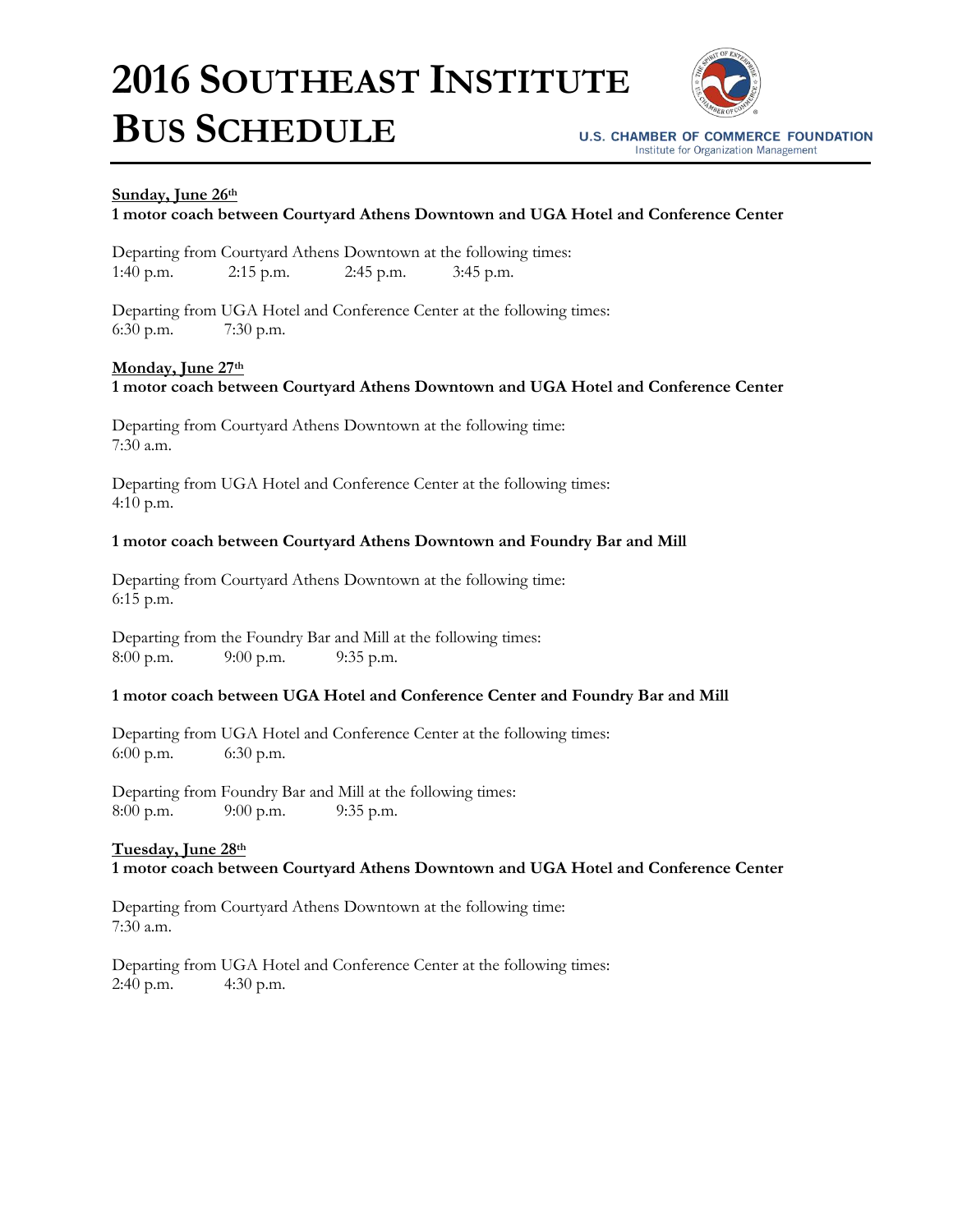# 2016 Southeast Institute Bus Schedule

U.S. CHAMBER OF COMMERCE FOUNDATION
Institute for Organization Management

---

**Sunday, June 26th**

**1 motor coach between Courtyard Athens Downtown and UGA Hotel and Conference Center**

Departing from Courtyard Athens Downtown at the following times:
1:40 p.m. 2:15 p.m. 2:45 p.m. 3:45 p.m.

Departing from UGA Hotel and Conference Center at the following times:
6:30 p.m. 7:30 p.m.

**Monday, June 27th**

**1 motor coach between Courtyard Athens Downtown and UGA Hotel and Conference Center**

Departing from Courtyard Athens Downtown at the following time:
7:30 a.m.

Departing from UGA Hotel and Conference Center at the following times:
4:10 p.m.

**1 motor coach between Courtyard Athens Downtown and Foundry Bar and Mill**

Departing from Courtyard Athens Downtown at the following time:
6:15 p.m.

Departing from the Foundry Bar and Mill at the following times:
8:00 p.m. 9:00 p.m. 9:35 p.m.

**1 motor coach between UGA Hotel and Conference Center and Foundry Bar and Mill**

Departing from UGA Hotel and Conference Center at the following times:
6:00 p.m. 6:30 p.m.

Departing from Foundry Bar and Mill at the following times:
8:00 p.m. 9:00 p.m. 9:35 p.m.

**Tuesday, June 28th**

**1 motor coach between Courtyard Athens Downtown and UGA Hotel and Conference Center**

Departing from Courtyard Athens Downtown at the following time:
7:30 a.m.

Departing from UGA Hotel and Conference Center at the following times:
2:40 p.m. 4:30 p.m.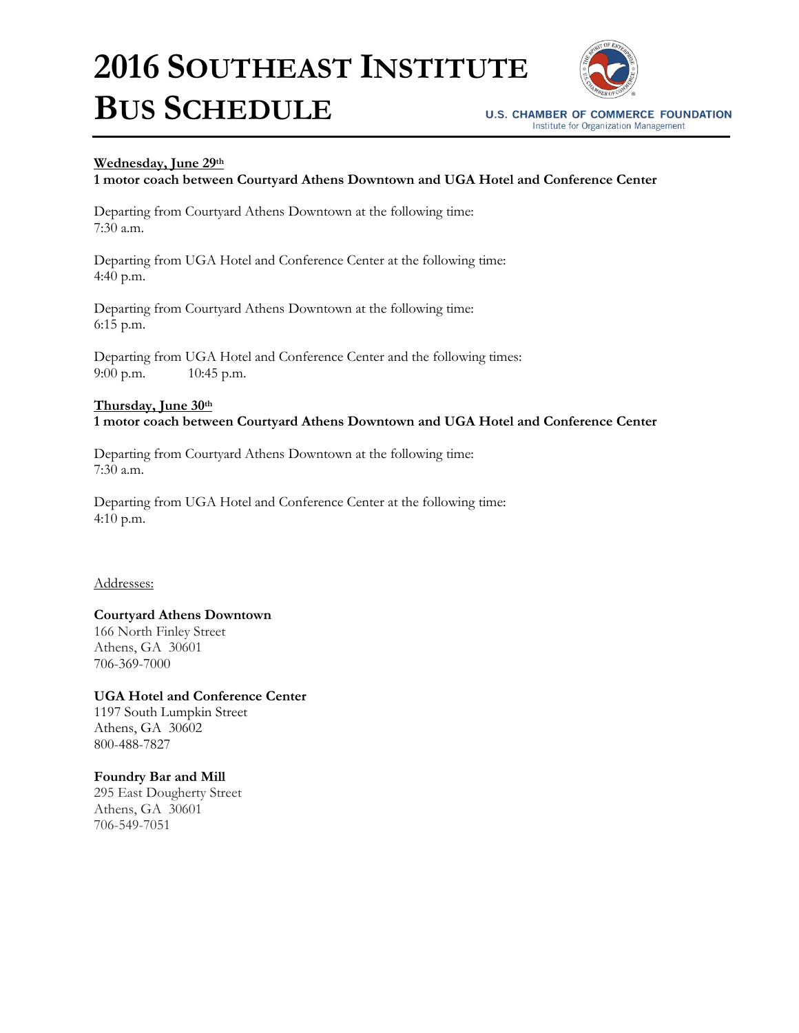# 2016 Southeast Institute Bus Schedule

U.S. CHAMBER OF COMMERCE FOUNDATION
Institute for Organization Management

**Wednesday, June 29th**
**1 motor coach between Courtyard Athens Downtown and UGA Hotel and Conference Center**

Departing from Courtyard Athens Downtown at the following time:
7:30 a.m.

Departing from UGA Hotel and Conference Center at the following time:
4:40 p.m.

Departing from Courtyard Athens Downtown at the following time:
6:15 p.m.

Departing from UGA Hotel and Conference Center and the following times:
9:00 p.m. 10:45 p.m.

**Thursday, June 30th**
**1 motor coach between Courtyard Athens Downtown and UGA Hotel and Conference Center**

Departing from Courtyard Athens Downtown at the following time:
7:30 a.m.

Departing from UGA Hotel and Conference Center at the following time:
4:10 p.m.

Addresses:

**Courtyard Athens Downtown**
166 North Finley Street
Athens, GA 30601
706-369-7000

**UGA Hotel and Conference Center**
1197 South Lumpkin Street
Athens, GA 30602
800-488-7827

**Foundry Bar and Mill**
295 East Dougherty Street
Athens, GA 30601
706-549-7051